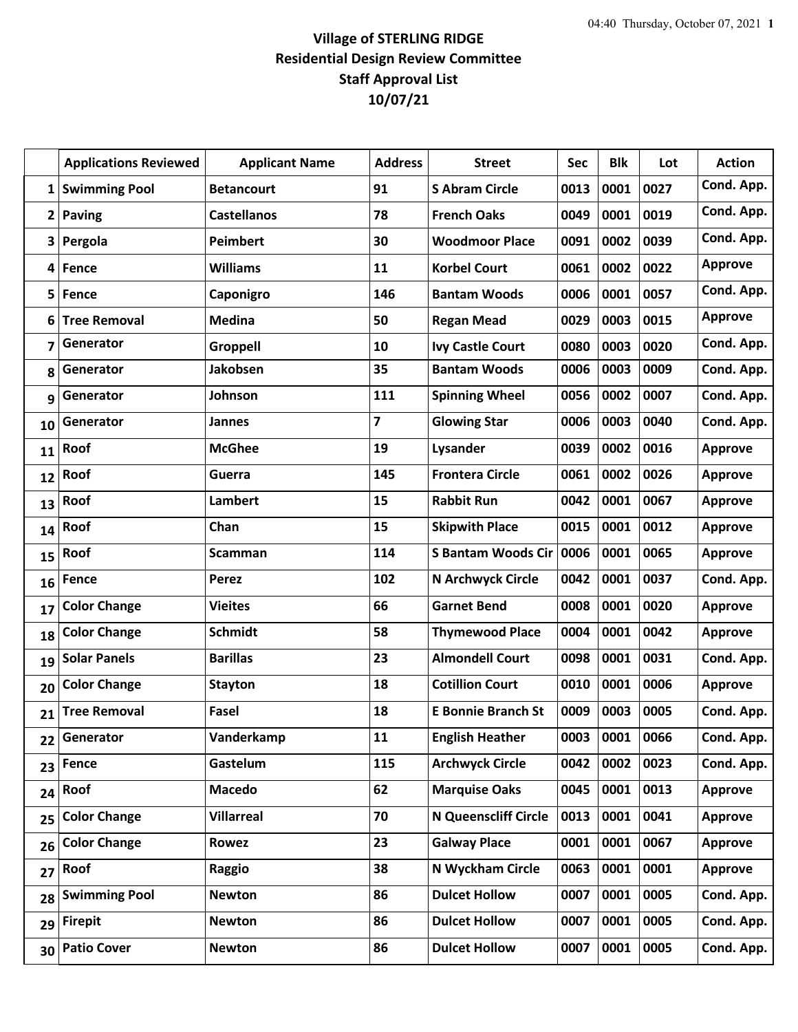# Village of STERLING RIDGE
## Residential Design Review Committee
## Staff Approval List
## 10/07/21

| | Applications Reviewed | Applicant Name | Address | Street | Sec | Blk | Lot | Action |
|---|---|---|---|---|---|---|---|---|
| 1 | Swimming Pool | Betancourt | 91 | S Abram Circle | 0013 | 0001 | 0027 | Cond. App. |
| 2 | Paving | Castellanos | 78 | French Oaks | 0049 | 0001 | 0019 | Cond. App. |
| 3 | Pergola | Peimbert | 30 | Woodmoor Place | 0091 | 0002 | 0039 | Cond. App. |
| 4 | Fence | Williams | 11 | Korbel Court | 0061 | 0002 | 0022 | Approve |
| 5 | Fence | Caponigro | 146 | Bantam Woods | 0006 | 0001 | 0057 | Cond. App. |
| 6 | Tree Removal | Medina | 50 | Regan Mead | 0029 | 0003 | 0015 | Approve |
| 7 | Generator | Groppell | 10 | Ivy Castle Court | 0080 | 0003 | 0020 | Cond. App. |
| 8 | Generator | Jakobsen | 35 | Bantam Woods | 0006 | 0003 | 0009 | Cond. App. |
| 9 | Generator | Johnson | 111 | Spinning Wheel | 0056 | 0002 | 0007 | Cond. App. |
| 10 | Generator | Jannes | 7 | Glowing Star | 0006 | 0003 | 0040 | Cond. App. |
| 11 | Roof | McGhee | 19 | Lysander | 0039 | 0002 | 0016 | Approve |
| 12 | Roof | Guerra | 145 | Frontera Circle | 0061 | 0002 | 0026 | Approve |
| 13 | Roof | Lambert | 15 | Rabbit Run | 0042 | 0001 | 0067 | Approve |
| 14 | Roof | Chan | 15 | Skipwith Place | 0015 | 0001 | 0012 | Approve |
| 15 | Roof | Scamman | 114 | S Bantam Woods Cir | 0006 | 0001 | 0065 | Approve |
| 16 | Fence | Perez | 102 | N Archwyck Circle | 0042 | 0001 | 0037 | Cond. App. |
| 17 | Color Change | Vieites | 66 | Garnet Bend | 0008 | 0001 | 0020 | Approve |
| 18 | Color Change | Schmidt | 58 | Thymewood Place | 0004 | 0001 | 0042 | Approve |
| 19 | Solar Panels | Barillas | 23 | Almondell Court | 0098 | 0001 | 0031 | Cond. App. |
| 20 | Color Change | Stayton | 18 | Cotillion Court | 0010 | 0001 | 0006 | Approve |
| 21 | Tree Removal | Fasel | 18 | E Bonnie Branch St | 0009 | 0003 | 0005 | Cond. App. |
| 22 | Generator | Vanderkamp | 11 | English Heather | 0003 | 0001 | 0066 | Cond. App. |
| 23 | Fence | Gastelum | 115 | Archwyck Circle | 0042 | 0002 | 0023 | Cond. App. |
| 24 | Roof | Macedo | 62 | Marquise Oaks | 0045 | 0001 | 0013 | Approve |
| 25 | Color Change | Villarreal | 70 | N Queenscliff Circle | 0013 | 0001 | 0041 | Approve |
| 26 | Color Change | Rowez | 23 | Galway Place | 0001 | 0001 | 0067 | Approve |
| 27 | Roof | Raggio | 38 | N Wyckham Circle | 0063 | 0001 | 0001 | Approve |
| 28 | Swimming Pool | Newton | 86 | Dulcet Hollow | 0007 | 0001 | 0005 | Cond. App. |
| 29 | Firepit | Newton | 86 | Dulcet Hollow | 0007 | 0001 | 0005 | Cond. App. |
| 30 | Patio Cover | Newton | 86 | Dulcet Hollow | 0007 | 0001 | 0005 | Cond. App. |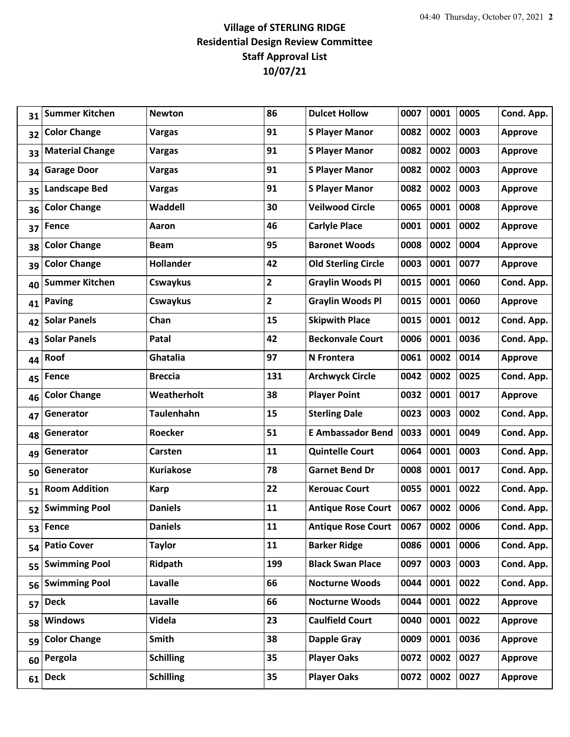# Village of STERLING RIDGE
## Residential Design Review Committee
## Staff Approval List
## 10/07/21

| | | | | | | | | |
|---|---|---|---|---|---|---|---|---|
| 31 | Summer Kitchen | Newton | 86 | Dulcet Hollow | 0007 | 0001 | 0005 | Cond. App. |
| 32 | Color Change | Vargas | 91 | S Player Manor | 0082 | 0002 | 0003 | Approve |
| 33 | Material Change | Vargas | 91 | S Player Manor | 0082 | 0002 | 0003 | Approve |
| 34 | Garage Door | Vargas | 91 | S Player Manor | 0082 | 0002 | 0003 | Approve |
| 35 | Landscape Bed | Vargas | 91 | S Player Manor | 0082 | 0002 | 0003 | Approve |
| 36 | Color Change | Waddell | 30 | Veilwood Circle | 0065 | 0001 | 0008 | Approve |
| 37 | Fence | Aaron | 46 | Carlyle Place | 0001 | 0001 | 0002 | Approve |
| 38 | Color Change | Beam | 95 | Baronet Woods | 0008 | 0002 | 0004 | Approve |
| 39 | Color Change | Hollander | 42 | Old Sterling Circle | 0003 | 0001 | 0077 | Approve |
| 40 | Summer Kitchen | Cswaykus | 2 | Graylin Woods Pl | 0015 | 0001 | 0060 | Cond. App. |
| 41 | Paving | Cswaykus | 2 | Graylin Woods Pl | 0015 | 0001 | 0060 | Approve |
| 42 | Solar Panels | Chan | 15 | Skipwith Place | 0015 | 0001 | 0012 | Cond. App. |
| 43 | Solar Panels | Patal | 42 | Beckonvale Court | 0006 | 0001 | 0036 | Cond. App. |
| 44 | Roof | Ghatalia | 97 | N Frontera | 0061 | 0002 | 0014 | Approve |
| 45 | Fence | Breccia | 131 | Archwyck Circle | 0042 | 0002 | 0025 | Cond. App. |
| 46 | Color Change | Weatherholt | 38 | Player Point | 0032 | 0001 | 0017 | Approve |
| 47 | Generator | Taulenhahn | 15 | Sterling Dale | 0023 | 0003 | 0002 | Cond. App. |
| 48 | Generator | Roecker | 51 | E Ambassador Bend | 0033 | 0001 | 0049 | Cond. App. |
| 49 | Generator | Carsten | 11 | Quintelle Court | 0064 | 0001 | 0003 | Cond. App. |
| 50 | Generator | Kuriakose | 78 | Garnet Bend Dr | 0008 | 0001 | 0017 | Cond. App. |
| 51 | Room Addition | Karp | 22 | Kerouac Court | 0055 | 0001 | 0022 | Cond. App. |
| 52 | Swimming Pool | Daniels | 11 | Antique Rose Court | 0067 | 0002 | 0006 | Cond. App. |
| 53 | Fence | Daniels | 11 | Antique Rose Court | 0067 | 0002 | 0006 | Cond. App. |
| 54 | Patio Cover | Taylor | 11 | Barker Ridge | 0086 | 0001 | 0006 | Cond. App. |
| 55 | Swimming Pool | Ridpath | 199 | Black Swan Place | 0097 | 0003 | 0003 | Cond. App. |
| 56 | Swimming Pool | Lavalle | 66 | Nocturne Woods | 0044 | 0001 | 0022 | Cond. App. |
| 57 | Deck | Lavalle | 66 | Nocturne Woods | 0044 | 0001 | 0022 | Approve |
| 58 | Windows | Videla | 23 | Caulfield Court | 0040 | 0001 | 0022 | Approve |
| 59 | Color Change | Smith | 38 | Dapple Gray | 0009 | 0001 | 0036 | Approve |
| 60 | Pergola | Schilling | 35 | Player Oaks | 0072 | 0002 | 0027 | Approve |
| 61 | Deck | Schilling | 35 | Player Oaks | 0072 | 0002 | 0027 | Approve |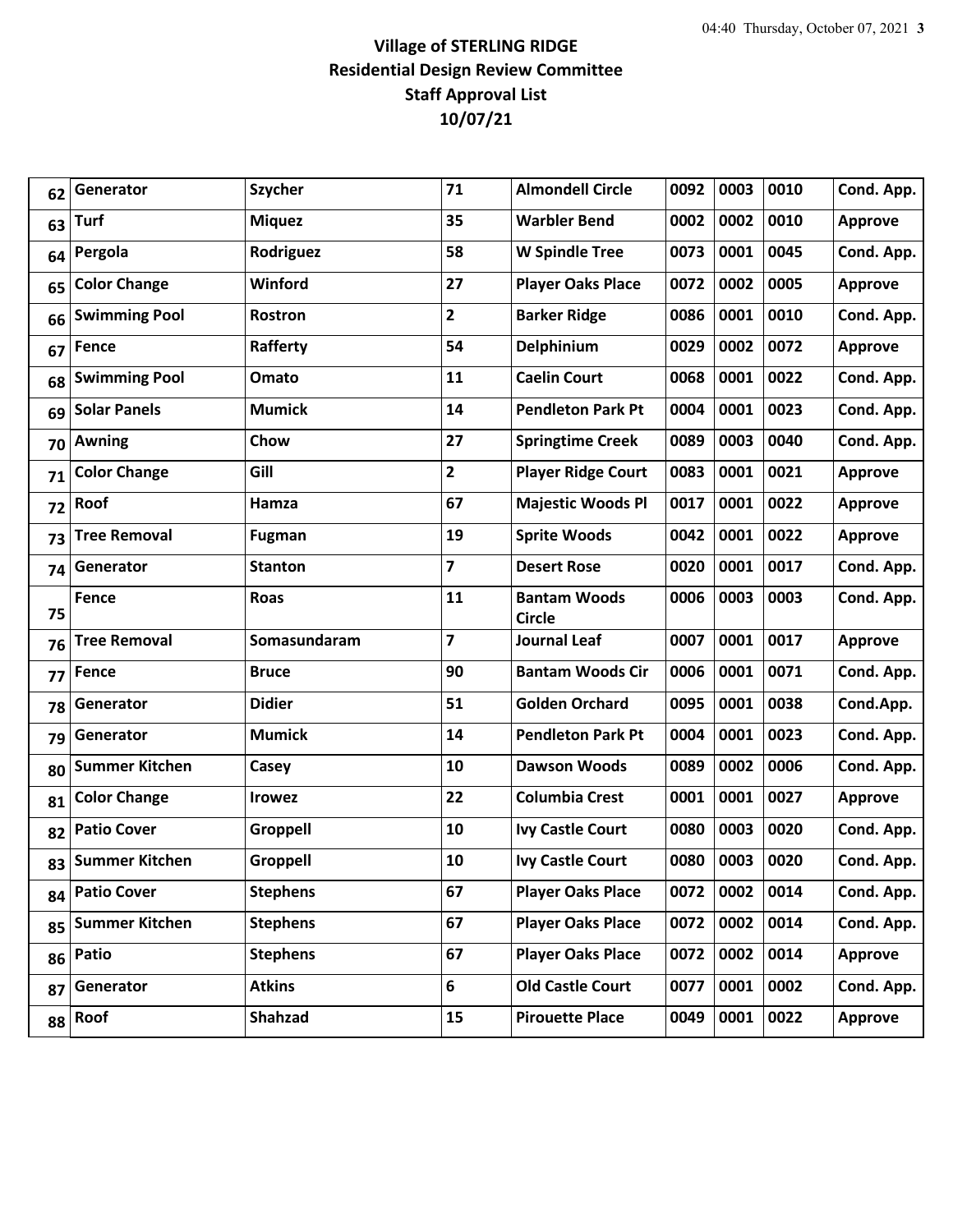# Village of STERLING RIDGE
## Residential Design Review Committee
## Staff Approval List
## 10/07/21

| | | | | | | | | |
|---|---|---|---|---|---|---|---|---|
| 62 | **Generator** | **Szycher** | **71** | **Almondell Circle** | **0092** | **0003** | **0010** | **Cond. App.** |
| 63 | **Turf** | **Miquez** | **35** | **Warbler Bend** | **0002** | **0002** | **0010** | **Approve** |
| 64 | **Pergola** | **Rodriguez** | **58** | **W Spindle Tree** | **0073** | **0001** | **0045** | **Cond. App.** |
| 65 | **Color Change** | **Winford** | **27** | **Player Oaks Place** | **0072** | **0002** | **0005** | **Approve** |
| 66 | **Swimming Pool** | **Rostron** | **2** | **Barker Ridge** | **0086** | **0001** | **0010** | **Cond. App.** |
| 67 | **Fence** | **Rafferty** | **54** | **Delphinium** | **0029** | **0002** | **0072** | **Approve** |
| 68 | **Swimming Pool** | **Omato** | **11** | **Caelin Court** | **0068** | **0001** | **0022** | **Cond. App.** |
| 69 | **Solar Panels** | **Mumick** | **14** | **Pendleton Park Pt** | **0004** | **0001** | **0023** | **Cond. App.** |
| 70 | **Awning** | **Chow** | **27** | **Springtime Creek** | **0089** | **0003** | **0040** | **Cond. App.** |
| 71 | **Color Change** | **Gill** | **2** | **Player Ridge Court** | **0083** | **0001** | **0021** | **Approve** |
| 72 | **Roof** | **Hamza** | **67** | **Majestic Woods Pl** | **0017** | **0001** | **0022** | **Approve** |
| 73 | **Tree Removal** | **Fugman** | **19** | **Sprite Woods** | **0042** | **0001** | **0022** | **Approve** |
| 74 | **Generator** | **Stanton** | **7** | **Desert Rose** | **0020** | **0001** | **0017** | **Cond. App.** |
| 75 | **Fence** | **Roas** | **11** | **Bantam Woods Circle** | **0006** | **0003** | **0003** | **Cond. App.** |
| 76 | **Tree Removal** | **Somasundaram** | **7** | **Journal Leaf** | **0007** | **0001** | **0017** | **Approve** |
| 77 | **Fence** | **Bruce** | **90** | **Bantam Woods Cir** | **0006** | **0001** | **0071** | **Cond. App.** |
| 78 | **Generator** | **Didier** | **51** | **Golden Orchard** | **0095** | **0001** | **0038** | **Cond.App.** |
| 79 | **Generator** | **Mumick** | **14** | **Pendleton Park Pt** | **0004** | **0001** | **0023** | **Cond. App.** |
| 80 | **Summer Kitchen** | **Casey** | **10** | **Dawson Woods** | **0089** | **0002** | **0006** | **Cond. App.** |
| 81 | **Color Change** | **Irowez** | **22** | **Columbia Crest** | **0001** | **0001** | **0027** | **Approve** |
| 82 | **Patio Cover** | **Groppell** | **10** | **Ivy Castle Court** | **0080** | **0003** | **0020** | **Cond. App.** |
| 83 | **Summer Kitchen** | **Groppell** | **10** | **Ivy Castle Court** | **0080** | **0003** | **0020** | **Cond. App.** |
| 84 | **Patio Cover** | **Stephens** | **67** | **Player Oaks Place** | **0072** | **0002** | **0014** | **Cond. App.** |
| 85 | **Summer Kitchen** | **Stephens** | **67** | **Player Oaks Place** | **0072** | **0002** | **0014** | **Cond. App.** |
| 86 | **Patio** | **Stephens** | **67** | **Player Oaks Place** | **0072** | **0002** | **0014** | **Approve** |
| 87 | **Generator** | **Atkins** | **6** | **Old Castle Court** | **0077** | **0001** | **0002** | **Cond. App.** |
| 88 | **Roof** | **Shahzad** | **15** | **Pirouette Place** | **0049** | **0001** | **0022** | **Approve** |